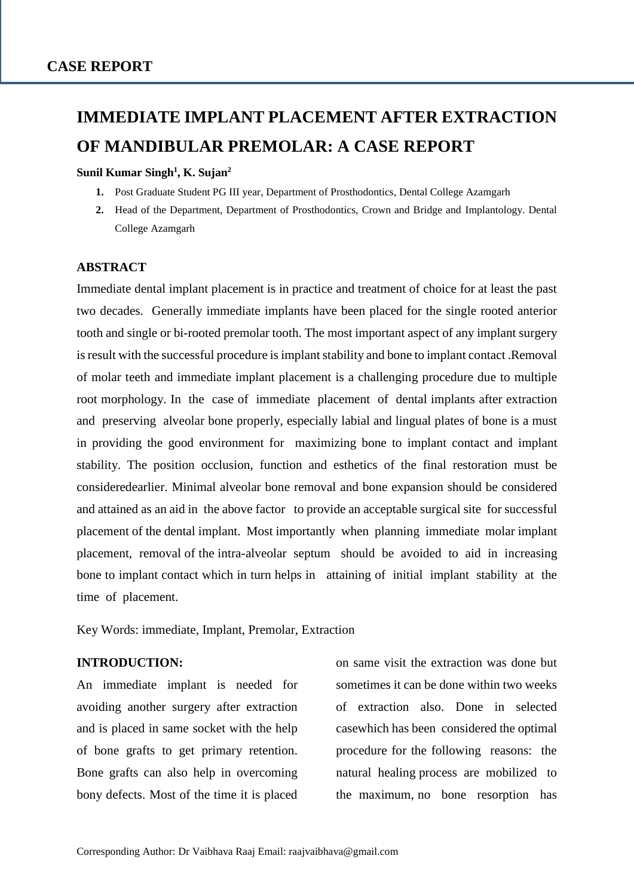CASE REPORT

# IMMEDIATE IMPLANT PLACEMENT AFTER EXTRACTION OF MANDIBULAR PREMOLAR: A CASE REPORT

**Sunil Kumar Singh[1], K. Sujan[2]**

1. Post Graduate Student PG III year, Department of Prosthodontics, Dental College Azamgarh
2. Head of the Department, Department of Prosthodontics, Crown and Bridge and Implantology. Dental College Azamgarh

## ABSTRACT

Immediate dental implant placement is in practice and treatment of choice for at least the past two decades. Generally immediate implants have been placed for the single rooted anterior tooth and single or bi-rooted premolar tooth. The most important aspect of any implant surgery is result with the successful procedure is implant stability and bone to implant contact .Removal of molar teeth and immediate implant placement is a challenging procedure due to multiple root morphology. In the case of immediate placement of dental implants after extraction and preserving alveolar bone properly, especially labial and lingual plates of bone is a must in providing the good environment for maximizing bone to implant contact and implant stability. The position occlusion, function and esthetics of the final restoration must be consideredearlier. Minimal alveolar bone removal and bone expansion should be considered and attained as an aid in the above factor to provide an acceptable surgical site for successful placement of the dental implant. Most importantly when planning immediate molar implant placement, removal of the intra-alveolar septum should be avoided to aid in increasing bone to implant contact which in turn helps in attaining of initial implant stability at the time of placement.

Key Words: immediate, Implant, Premolar, Extraction

## INTRODUCTION:

An immediate implant is needed for avoiding another surgery after extraction and is placed in same socket with the help of bone grafts to get primary retention. Bone grafts can also help in overcoming bony defects. Most of the time it is placed on same visit the extraction was done but sometimes it can be done within two weeks of extraction also. Done in selected casewhich has been considered the optimal procedure for the following reasons: the natural healing process are mobilized to the maximum, no bone resorption has

Corresponding Author: Dr Vaibhava Raaj Email: raajvaibhava@gmail.com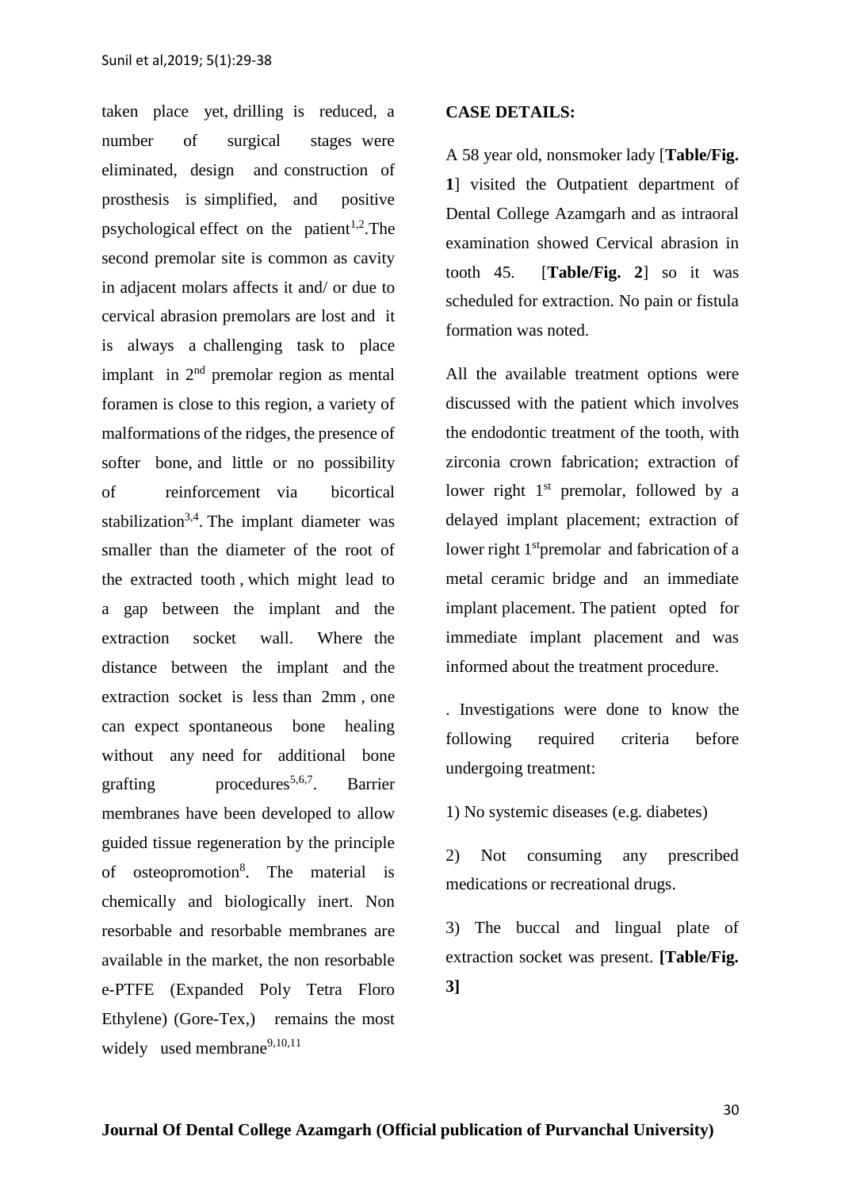taken place yet, drilling is reduced, a number of surgical stages were eliminated, design and construction of prosthesis is simplified, and positive psychological effect on the patient[1,2].The second premolar site is common as cavity in adjacent molars affects it and/ or due to cervical abrasion premolars are lost and it is always a challenging task to place implant in 2nd premolar region as mental foramen is close to this region, a variety of malformations of the ridges, the presence of softer bone, and little or no possibility of reinforcement via bicortical stabilization[3,4]. The implant diameter was smaller than the diameter of the root of the extracted tooth , which might lead to a gap between the implant and the extraction socket wall. Where the distance between the implant and the extraction socket is less than 2mm , one can expect spontaneous bone healing without any need for additional bone grafting procedures[5,6,7]. Barrier membranes have been developed to allow guided tissue regeneration by the principle of osteopromotion[8]. The material is chemically and biologically inert. Non resorbable and resorbable membranes are available in the market, the non resorbable e-PTFE (Expanded Poly Tetra Floro Ethylene) (Gore-Tex,) remains the most widely used membrane[9,10,11]

**CASE DETAILS:**

A 58 year old, nonsmoker lady [**Table/Fig. 1**] visited the Outpatient department of Dental College Azamgarh and as intraoral examination showed Cervical abrasion in tooth 45. [**Table/Fig. 2**] so it was scheduled for extraction. No pain or fistula formation was noted.

All the available treatment options were discussed with the patient which involves the endodontic treatment of the tooth, with zirconia crown fabrication; extraction of lower right 1st premolar, followed by a delayed implant placement; extraction of lower right 1stpremolar and fabrication of a metal ceramic bridge and an immediate implant placement. The patient opted for immediate implant placement and was informed about the treatment procedure.

. Investigations were done to know the following required criteria before undergoing treatment:

1) No systemic diseases (e.g. diabetes)

2) Not consuming any prescribed medications or recreational drugs.

3) The buccal and lingual plate of extraction socket was present. **[Table/Fig. 3]**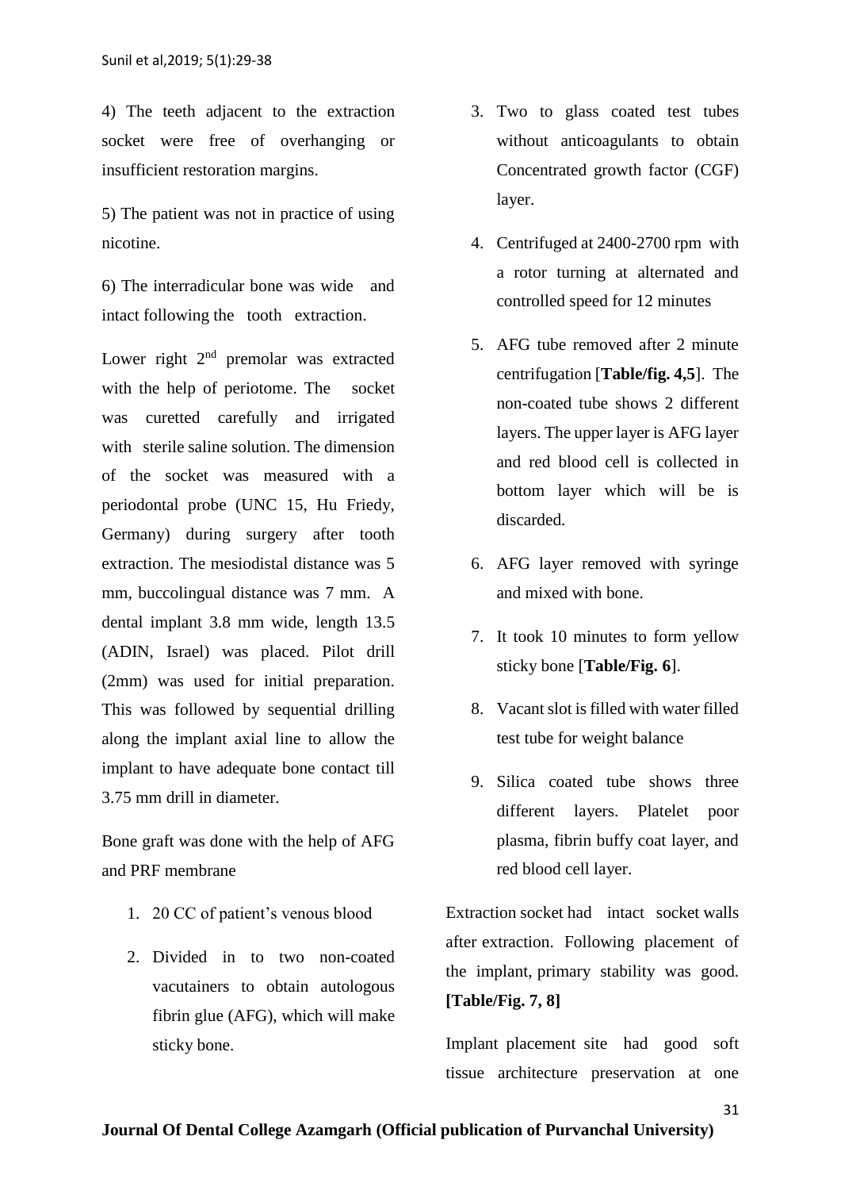4) The teeth adjacent to the extraction socket were free of overhanging or insufficient restoration margins.

5) The patient was not in practice of using nicotine.

6) The interradicular bone was wide and intact following the tooth extraction.

Lower right 2nd premolar was extracted with the help of periotome. The socket was curetted carefully and irrigated with sterile saline solution. The dimension of the socket was measured with a periodontal probe (UNC 15, Hu Friedy, Germany) during surgery after tooth extraction. The mesiodistal distance was 5 mm, buccolingual distance was 7 mm. A dental implant 3.8 mm wide, length 13.5 (ADIN, Israel) was placed. Pilot drill (2mm) was used for initial preparation. This was followed by sequential drilling along the implant axial line to allow the implant to have adequate bone contact till 3.75 mm drill in diameter.

Bone graft was done with the help of AFG and PRF membrane

1. 20 CC of patient's venous blood
2. Divided in to two non-coated vacutainers to obtain autologous fibrin glue (AFG), which will make sticky bone.
3. Two to glass coated test tubes without anticoagulants to obtain Concentrated growth factor (CGF) layer.
4. Centrifuged at 2400-2700 rpm with a rotor turning at alternated and controlled speed for 12 minutes
5. AFG tube removed after 2 minute centrifugation [**Table/fig. 4,5**]. The non-coated tube shows 2 different layers. The upper layer is AFG layer and red blood cell is collected in bottom layer which will be is discarded.
6. AFG layer removed with syringe and mixed with bone.
7. It took 10 minutes to form yellow sticky bone [**Table/Fig. 6**].
8. Vacant slot is filled with water filled test tube for weight balance
9. Silica coated tube shows three different layers. Platelet poor plasma, fibrin buffy coat layer, and red blood cell layer.

Extraction socket had intact socket walls after extraction. Following placement of the implant, primary stability was good. **[Table/Fig. 7, 8]**

Implant placement site had good soft tissue architecture preservation at one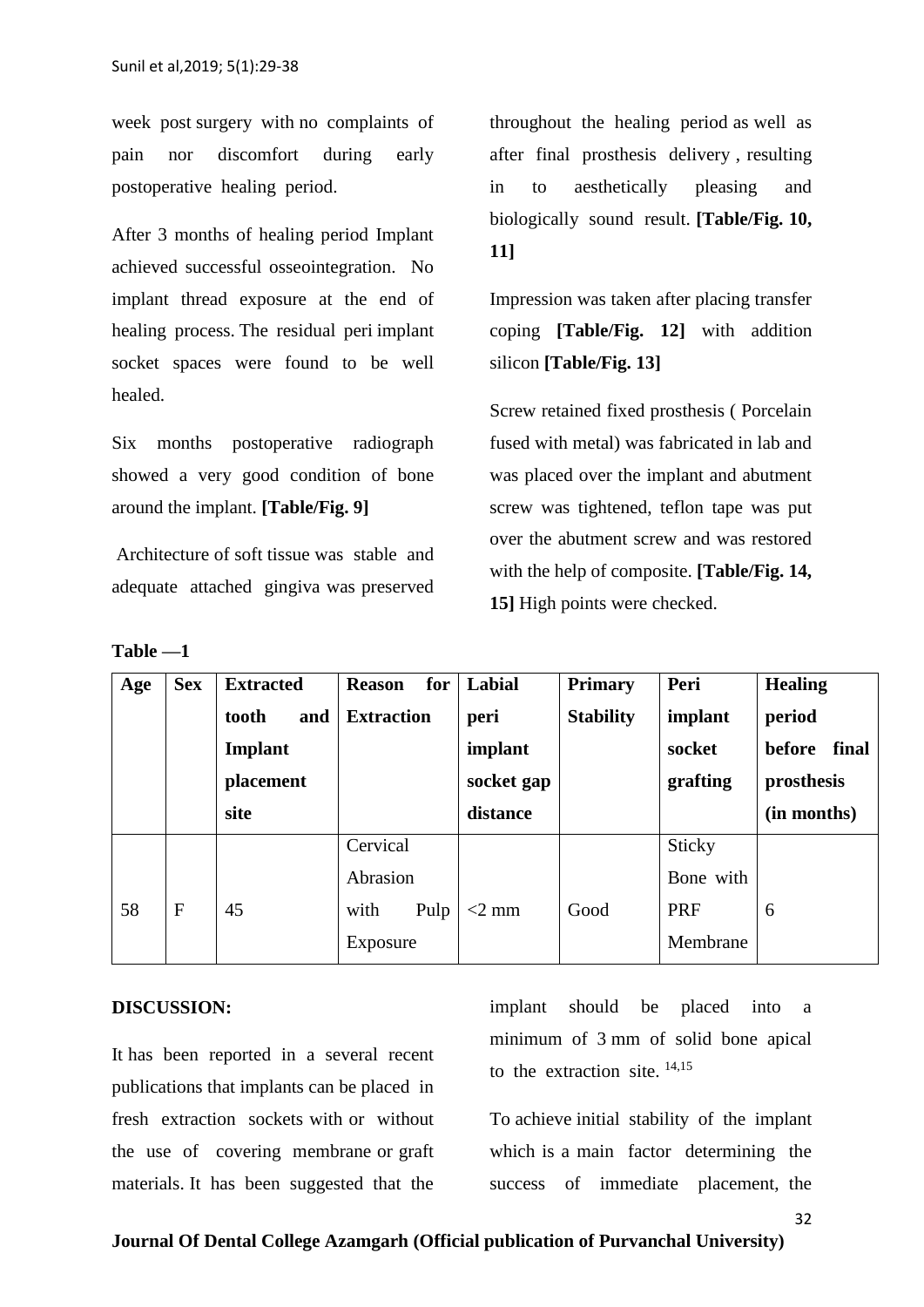week post surgery with no complaints of pain nor discomfort during early postoperative healing period.

After 3 months of healing period Implant achieved successful osseointegration. No implant thread exposure at the end of healing process. The residual peri implant socket spaces were found to be well healed.

Six months postoperative radiograph showed a very good condition of bone around the implant. **[Table/Fig. 9]**

Architecture of soft tissue was stable and adequate attached gingiva was preserved throughout the healing period as well as after final prosthesis delivery , resulting in to aesthetically pleasing and biologically sound result. **[Table/Fig. 10, 11]**

Impression was taken after placing transfer coping **[Table/Fig. 12]** with addition silicon **[Table/Fig. 13]**

Screw retained fixed prosthesis ( Porcelain fused with metal) was fabricated in lab and was placed over the implant and abutment screw was tightened, teflon tape was put over the abutment screw and was restored with the help of composite. **[Table/Fig. 14, 15]** High points were checked.

**Table —1**

| Age | Sex | Extracted tooth and Implant placement site | Reason for Extraction | Labial peri implant socket gap distance | Primary Stability | Peri implant socket grafting | Healing period before final prosthesis (in months) |
|---|---|---|---|---|---|---|---|
| 58 | F | 45 | Cervical Abrasion with Pulp Exposure | <2 mm | Good | Sticky Bone with PRF Membrane | 6 |

**DISCUSSION:**

It has been reported in a several recent publications that implants can be placed in fresh extraction sockets with or without the use of covering membrane or graft materials. It has been suggested that the implant should be placed into a minimum of 3 mm of solid bone apical to the extraction site. [14,15]

To achieve initial stability of the implant which is a main factor determining the success of immediate placement, the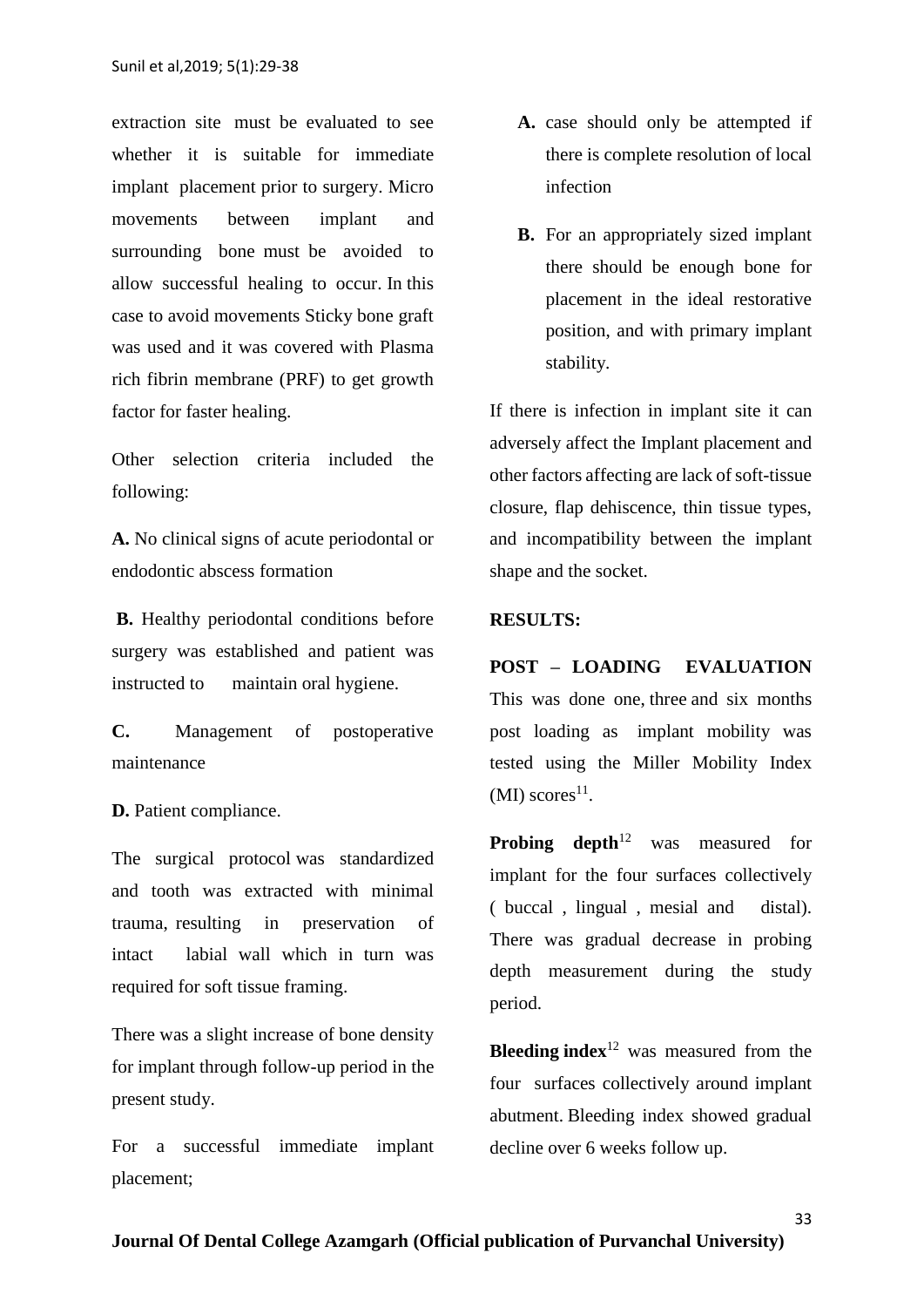extraction site must be evaluated to see whether it is suitable for immediate implant placement prior to surgery. Micro movements between implant and surrounding bone must be avoided to allow successful healing to occur. In this case to avoid movements Sticky bone graft was used and it was covered with Plasma rich fibrin membrane (PRF) to get growth factor for faster healing.

Other selection criteria included the following:

**A.** No clinical signs of acute periodontal or endodontic abscess formation

**B.** Healthy periodontal conditions before surgery was established and patient was instructed to maintain oral hygiene.

**C.** Management of postoperative maintenance

**D.** Patient compliance.

The surgical protocol was standardized and tooth was extracted with minimal trauma, resulting in preservation of intact labial wall which in turn was required for soft tissue framing.

There was a slight increase of bone density for implant through follow-up period in the present study.

For a successful immediate implant placement;

**A.** case should only be attempted if there is complete resolution of local infection

**B.** For an appropriately sized implant there should be enough bone for placement in the ideal restorative position, and with primary implant stability.

If there is infection in implant site it can adversely affect the Implant placement and other factors affecting are lack of soft-tissue closure, flap dehiscence, thin tissue types, and incompatibility between the implant shape and the socket.

## RESULTS:

**POST – LOADING EVALUATION** This was done one, three and six months post loading as implant mobility was tested using the Miller Mobility Index (MI) scores[11].

**Probing depth**[12] was measured for implant for the four surfaces collectively ( buccal , lingual , mesial and distal). There was gradual decrease in probing depth measurement during the study period.

**Bleeding index**[12] was measured from the four surfaces collectively around implant abutment. Bleeding index showed gradual decline over 6 weeks follow up.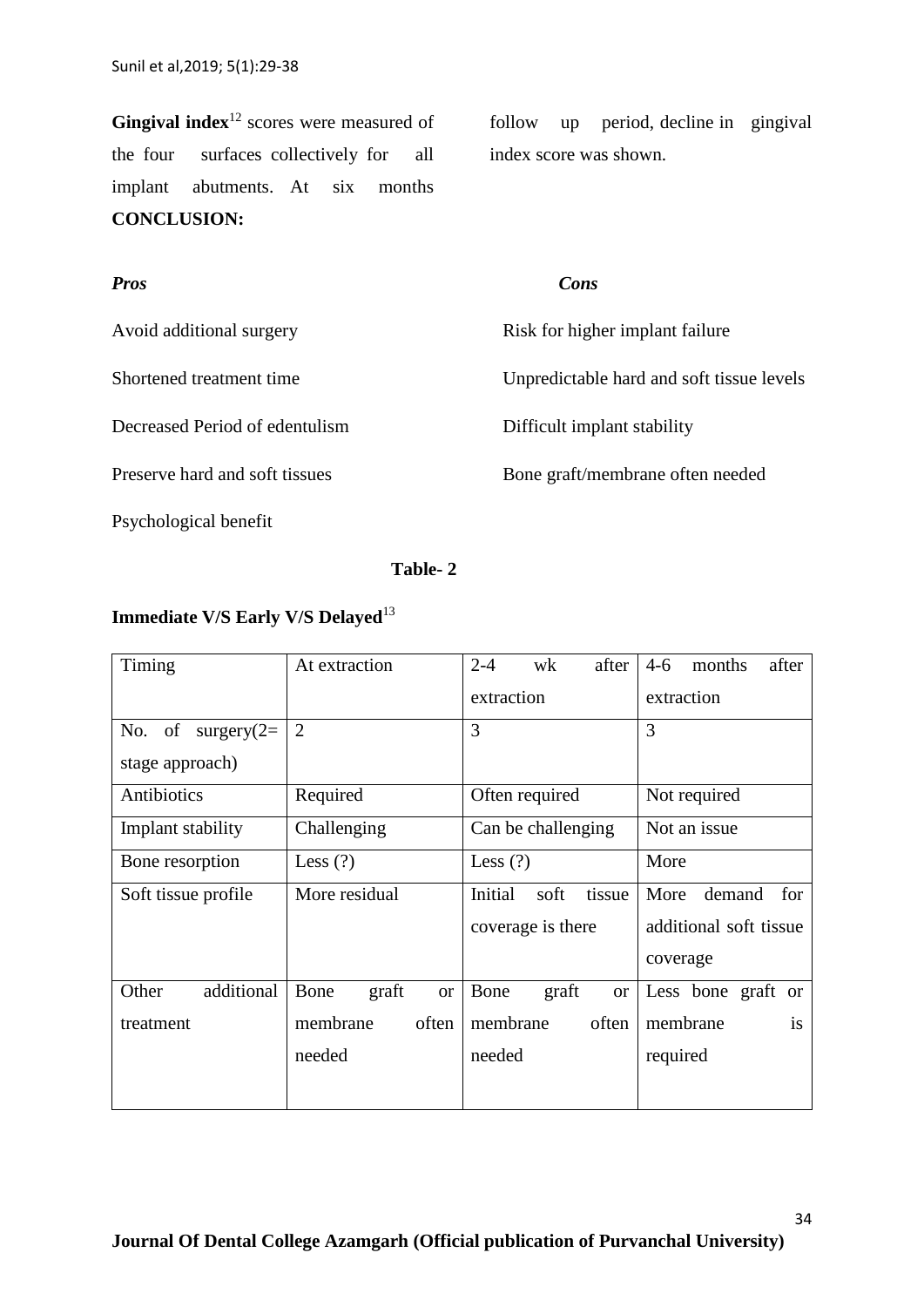**Gingival index**[12] scores were measured of the four surfaces collectively for all implant abutments. At six months follow up period, decline in gingival index score was shown.

**CONCLUSION:**

| *Pros* | *Cons* |
|---|---|
| Avoid additional surgery | Risk for higher implant failure |
| Shortened treatment time | Unpredictable hard and soft tissue levels |
| Decreased Period of edentulism | Difficult implant stability |
| Preserve hard and soft tissues | Bone graft/membrane often needed |
| Psychological benefit | |

**Table- 2**

**Immediate V/S Early V/S Delayed**[13]

| Timing | At extraction | 2-4 wk after extraction | 4-6 months after extraction |
|---|---|---|---|
| No. of surgery(2= stage approach) | 2 | 3 | 3 |
| Antibiotics | Required | Often required | Not required |
| Implant stability | Challenging | Can be challenging | Not an issue |
| Bone resorption | Less (?) | Less (?) | More |
| Soft tissue profile | More residual | Initial soft tissue coverage is there | More demand for additional soft tissue coverage |
| Other additional treatment | Bone graft or membrane often needed | Bone graft or membrane often needed | Less bone graft or membrane is required |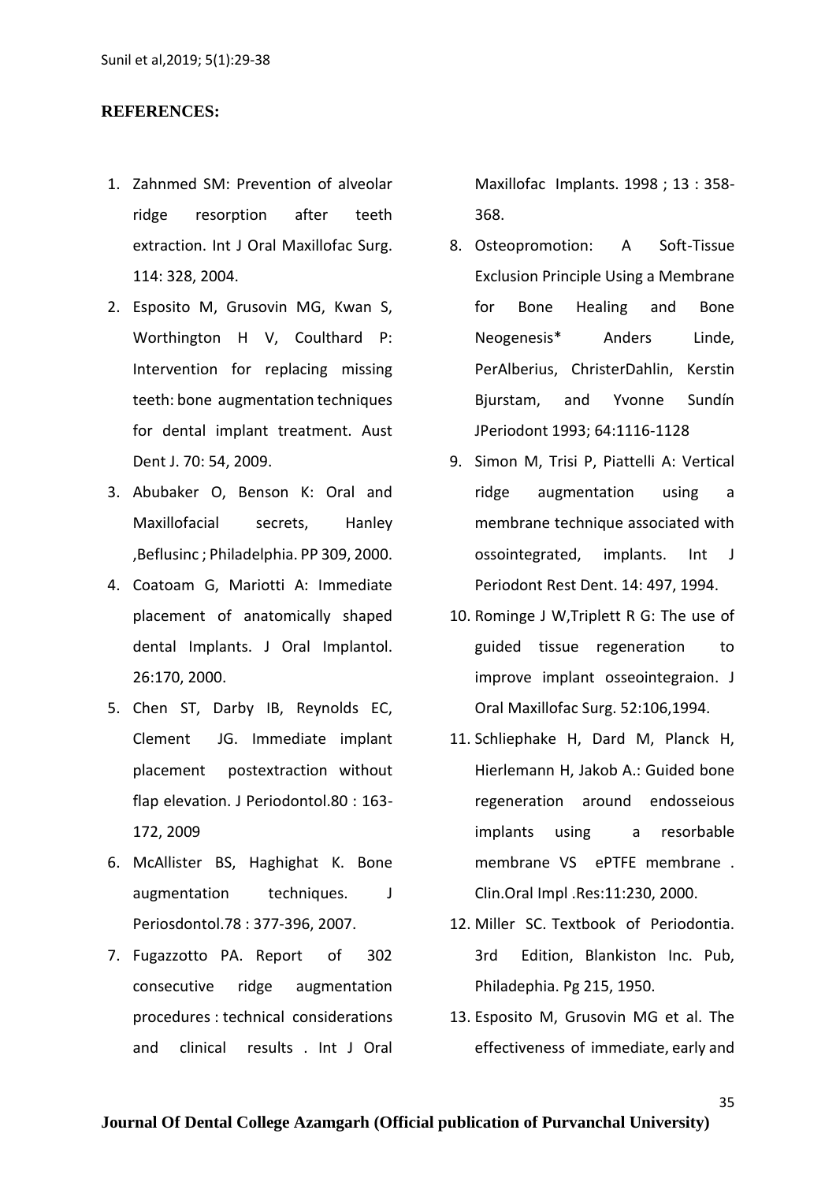**REFERENCES:**

1. Zahnmed SM: Prevention of alveolar ridge resorption after teeth extraction. Int J Oral Maxillofac Surg. 114: 328, 2004.
2. Esposito M, Grusovin MG, Kwan S, Worthington H V, Coulthard P: Intervention for replacing missing teeth: bone augmentation techniques for dental implant treatment. Aust Dent J. 70: 54, 2009.
3. Abubaker O, Benson K: Oral and Maxillofacial secrets, Hanley ,Beflusinc ; Philadelphia. PP 309, 2000.
4. Coatoam G, Mariotti A: Immediate placement of anatomically shaped dental Implants. J Oral Implantol. 26:170, 2000.
5. Chen ST, Darby IB, Reynolds EC, Clement JG. Immediate implant placement postextraction without flap elevation. J Periodontol.80 : 163-172, 2009
6. McAllister BS, Haghighat K. Bone augmentation techniques. J Periosdontol.78 : 377-396, 2007.
7. Fugazzotto PA. Report of 302 consecutive ridge augmentation procedures : technical considerations and clinical results . Int J Oral Maxillofac Implants. 1998 ; 13 : 358-368.
8. Osteopromotion: A Soft-Tissue Exclusion Principle Using a Membrane for Bone Healing and Bone Neogenesis* Anders Linde, PerAlberius, ChristerDahlin, Kerstin Bjurstam, and Yvonne Sundín JPeriodont 1993; 64:1116-1128
9. Simon M, Trisi P, Piattelli A: Vertical ridge augmentation using a membrane technique associated with ossointegrated, implants. Int J Periodont Rest Dent. 14: 497, 1994.
10. Rominge J W,Triplett R G: The use of guided tissue regeneration to improve implant osseointegraion. J Oral Maxillofac Surg. 52:106,1994.
11. Schliephake H, Dard M, Planck H, Hierlemann H, Jakob A.: Guided bone regeneration around endosseious implants using a resorbable membrane VS ePTFE membrane . Clin.Oral Impl .Res:11:230, 2000.
12. Miller SC. Textbook of Periodontia. 3rd Edition, Blankiston Inc. Pub, Philadephia. Pg 215, 1950.
13. Esposito M, Grusovin MG et al. The effectiveness of immediate, early and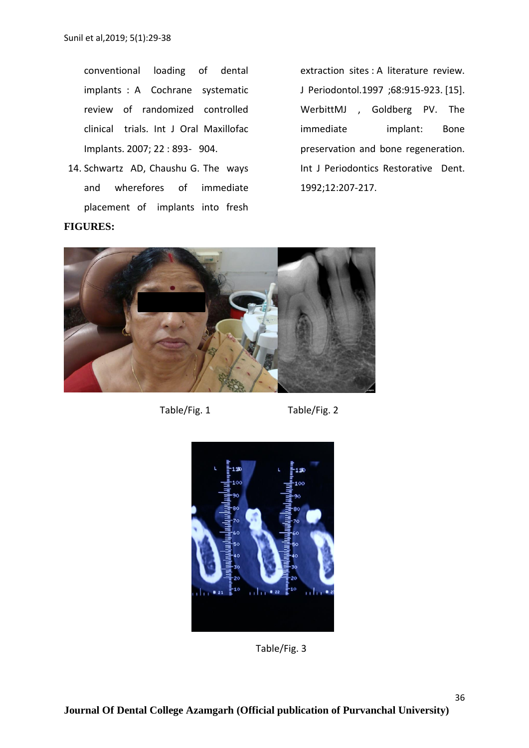conventional loading of dental implants : A Cochrane systematic review of randomized controlled clinical trials. Int J Oral Maxillofac Implants. 2007; 22 : 893- 904.

14. Schwartz AD, Chaushu G. The ways and wherefores of immediate placement of implants into fresh extraction sites : A literature review. J Periodontol.1997 ;68:915-923. [15]. WerbittMJ , Goldberg PV. The immediate implant: Bone preservation and bone regeneration. Int J Periodontics Restorative Dent. 1992;12:207-217.

**FIGURES:**

Table/Fig. 1

Table/Fig. 2

Table/Fig. 3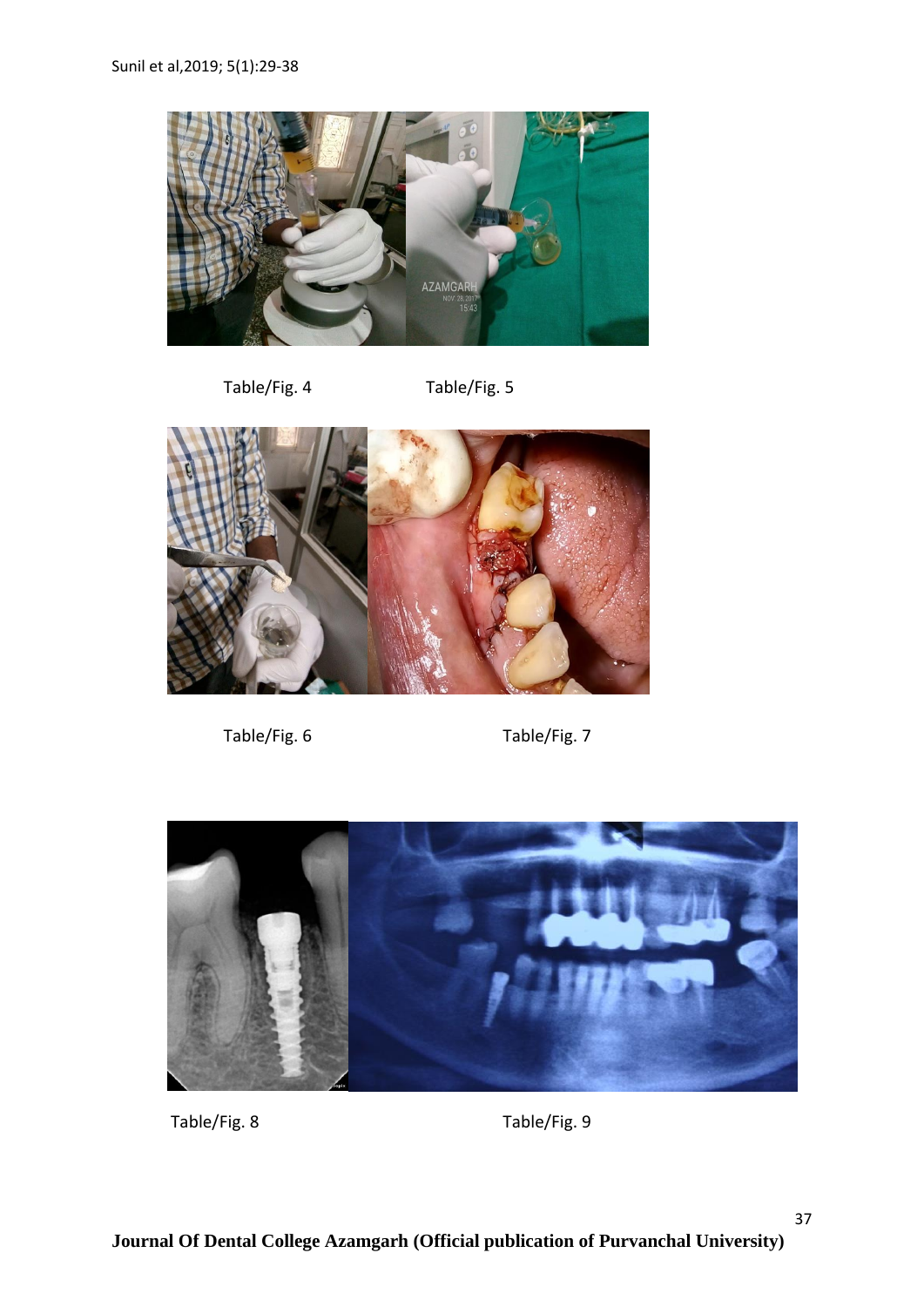Table/Fig. 4

Table/Fig. 5

Table/Fig. 6

Table/Fig. 7

Table/Fig. 8

Table/Fig. 9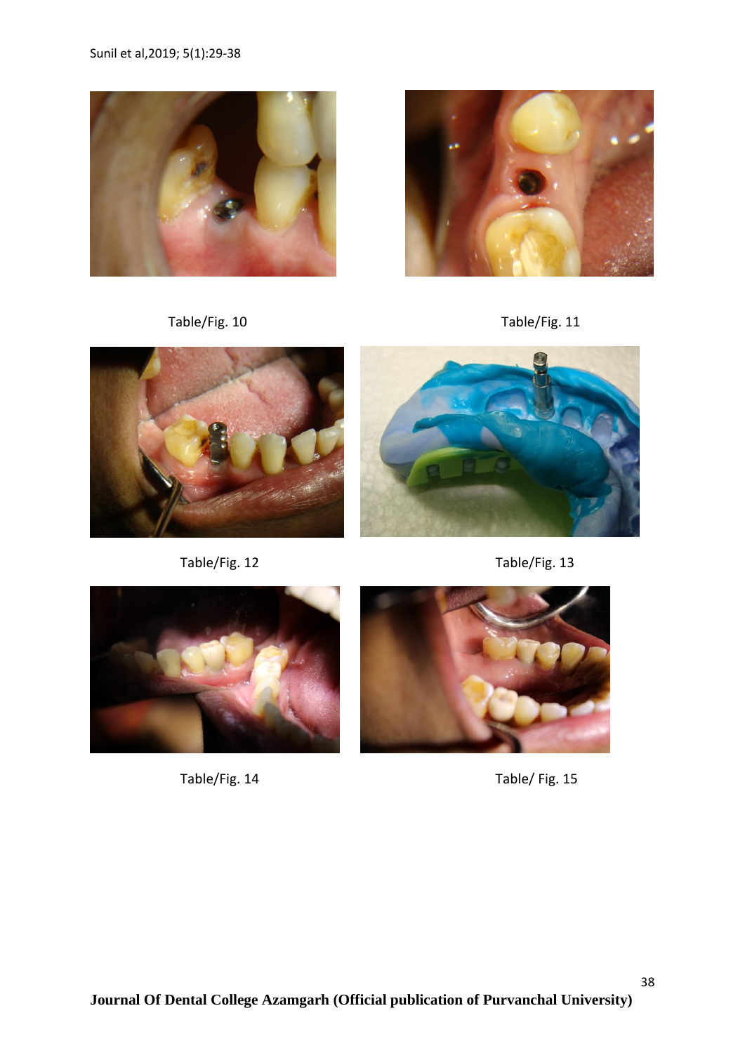Table/Fig. 10

Table/Fig. 11

Table/Fig. 12

Table/Fig. 13

Table/Fig. 14

Table/ Fig. 15